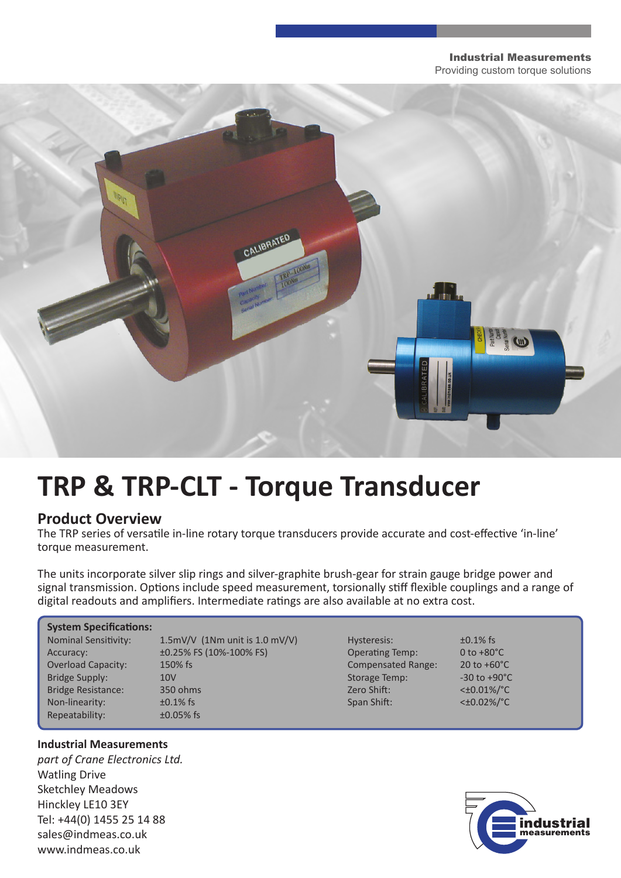Industrial Measurements
Providing custom torque solutions

# TRP & TRP-CLT - Torque Transducer

## Product Overview

The TRP series of versatile in-line rotary torque transducers provide accurate and cost-effective 'in-line' torque measurement.

The units incorporate silver slip rings and silver-graphite brush-gear for strain gauge bridge power and signal transmission. Options include speed measurement, torsionally stiff flexible couplings and a range of digital readouts and amplifiers. Intermediate ratings are also available at no extra cost.

**System Specifications:**

| | | | |
|---|---|---|---|
| Nominal Sensitivity: | 1.5mV/V (1Nm unit is 1.0 mV/V) | Hysteresis: | ±0.1% fs |
| Accuracy: | ±0.25% FS (10%-100% FS) | Operating Temp: | 0 to +80°C |
| Overload Capacity: | 150% fs | Compensated Range: | 20 to +60°C |
| Bridge Supply: | 10V | Storage Temp: | -30 to +90°C |
| Bridge Resistance: | 350 ohms | Zero Shift: | <±0.01%/°C |
| Non-linearity: | ±0.1% fs | Span Shift: | <±0.02%/°C |
| Repeatability: | ±0.05% fs | | |

**Industrial Measurements**
*part of Crane Electronics Ltd.*
Watling Drive
Sketchley Meadows
Hinckley LE10 3EY
Tel: +44(0) 1455 25 14 88
sales@indmeas.co.uk
www.indmeas.co.uk

industrial measurements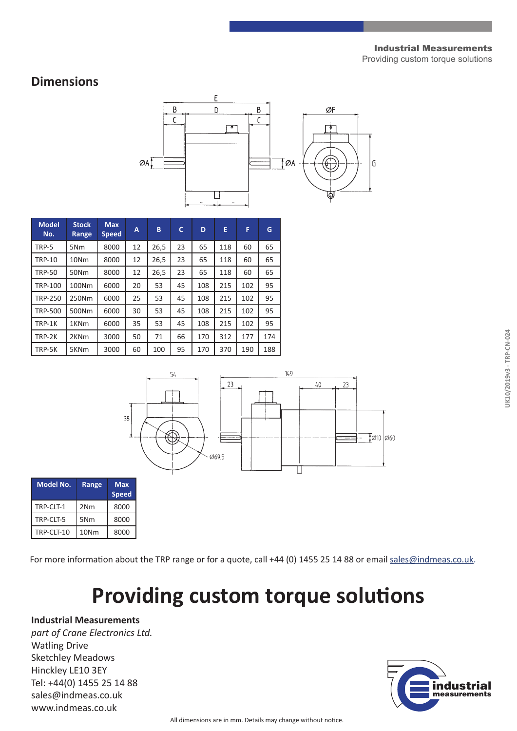## Dimensions

| Model No. | Stock Range | Max Speed | A | B | C | D | E | F | G |
|---|---|---|---|---|---|---|---|---|---|
| TRP-5 | 5Nm | 8000 | 12 | 26,5 | 23 | 65 | 118 | 60 | 65 |
| TRP-10 | 10Nm | 8000 | 12 | 26,5 | 23 | 65 | 118 | 60 | 65 |
| TRP-50 | 50Nm | 8000 | 12 | 26,5 | 23 | 65 | 118 | 60 | 65 |
| TRP-100 | 100Nm | 6000 | 20 | 53 | 45 | 108 | 215 | 102 | 95 |
| TRP-250 | 250Nm | 6000 | 25 | 53 | 45 | 108 | 215 | 102 | 95 |
| TRP-500 | 500Nm | 6000 | 30 | 53 | 45 | 108 | 215 | 102 | 95 |
| TRP-1K | 1KNm | 6000 | 35 | 53 | 45 | 108 | 215 | 102 | 95 |
| TRP-2K | 2KNm | 3000 | 50 | 71 | 66 | 170 | 312 | 177 | 174 |
| TRP-5K | 5KNm | 3000 | 60 | 100 | 95 | 170 | 370 | 190 | 188 |

| Model No. | Range | Max Speed |
|---|---|---|
| TRP-CLT-1 | 2Nm | 8000 |
| TRP-CLT-5 | 5Nm | 8000 |
| TRP-CLT-10 | 10Nm | 8000 |

For more information about the TRP range or for a quote, call +44 (0) 1455 25 14 88 or email sales@indmeas.co.uk.

# Providing custom torque solutions

**Industrial Measurements**
*part of Crane Electronics Ltd.*
Watling Drive
Sketchley Meadows
Hinckley LE10 3EY
Tel: +44(0) 1455 25 14 88
sales@indmeas.co.uk
www.indmeas.co.uk

All dimensions are in mm. Details may change without notice.